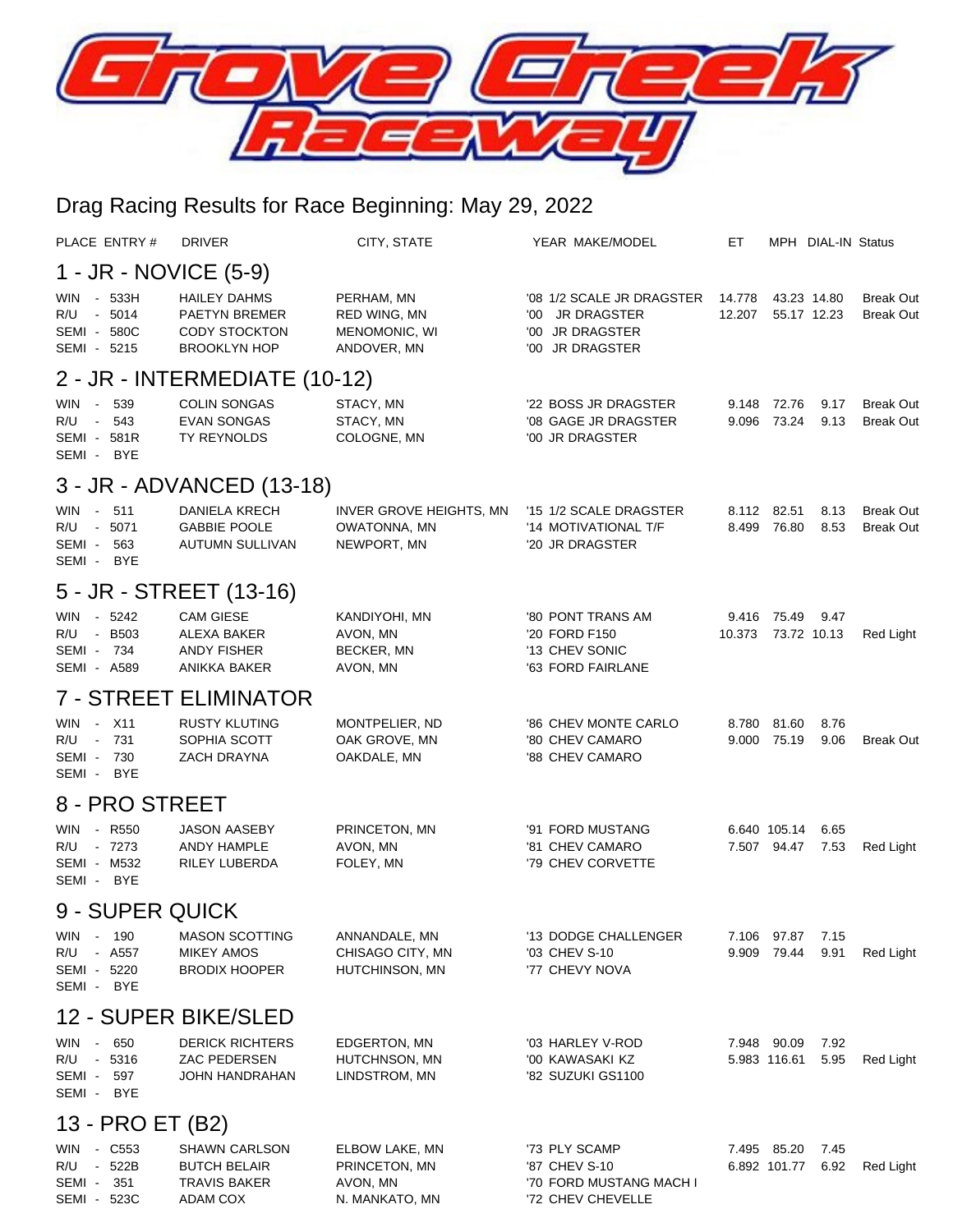# Grove Creek Raceway

## Drag Racing Results for Race Beginning: May 29, 2022

| PLACE | ENTRY # | DRIVER | CITY, STATE | YEAR MAKE/MODEL | ET | MPH | DIAL-IN | Status |
|---|---|---|---|---|---|---|---|---|
| **1 - JR - NOVICE (5-9)** | | | | | | | | |
| WIN | 533H | HAILEY DAHMS | PERHAM, MN | '08 1/2 SCALE JR DRAGSTER | 14.778 | 43.23 | 14.80 | Break Out |
| R/U | 5014 | PAETYN BREMER | RED WING, MN | '00 JR DRAGSTER | 12.207 | 55.17 | 12.23 | Break Out |
| SEMI | 580C | CODY STOCKTON | MENOMONIC, WI | '00 JR DRAGSTER | | | | |
| SEMI | 5215 | BROOKLYN HOP | ANDOVER, MN | '00 JR DRAGSTER | | | | |
| **2 - JR - INTERMEDIATE (10-12)** | | | | | | | | |
| WIN | 539 | COLIN SONGAS | STACY, MN | '22 BOSS JR DRAGSTER | 9.148 | 72.76 | 9.17 | Break Out |
| R/U | 543 | EVAN SONGAS | STACY, MN | '08 GAGE JR DRAGSTER | 9.096 | 73.24 | 9.13 | Break Out |
| SEMI | 581R | TY REYNOLDS | COLOGNE, MN | '00 JR DRAGSTER | | | | |
| SEMI | BYE | | | | | | | |
| **3 - JR - ADVANCED (13-18)** | | | | | | | | |
| WIN | 511 | DANIELA KRECH | INVER GROVE HEIGHTS, MN | '15 1/2 SCALE DRAGSTER | 8.112 | 82.51 | 8.13 | Break Out |
| R/U | 5071 | GABBIE POOLE | OWATONNA, MN | '14 MOTIVATIONAL T/F | 8.499 | 76.80 | 8.53 | Break Out |
| SEMI | 563 | AUTUMN SULLIVAN | NEWPORT, MN | '20 JR DRAGSTER | | | | |
| SEMI | BYE | | | | | | | |
| **5 - JR - STREET (13-16)** | | | | | | | | |
| WIN | 5242 | CAM GIESE | KANDIYOHI, MN | '80 PONT TRANS AM | 9.416 | 75.49 | 9.47 | |
| R/U | B503 | ALEXA BAKER | AVON, MN | '20 FORD F150 | 10.373 | 73.72 | 10.13 | Red Light |
| SEMI | 734 | ANDY FISHER | BECKER, MN | '13 CHEV SONIC | | | | |
| SEMI | A589 | ANIKKA BAKER | AVON, MN | '63 FORD FAIRLANE | | | | |
| **7 - STREET ELIMINATOR** | | | | | | | | |
| WIN | X11 | RUSTY KLUTING | MONTPELIER, ND | '86 CHEV MONTE CARLO | 8.780 | 81.60 | 8.76 | |
| R/U | 731 | SOPHIA SCOTT | OAK GROVE, MN | '80 CHEV CAMARO | 9.000 | 75.19 | 9.06 | Break Out |
| SEMI | 730 | ZACH DRAYNA | OAKDALE, MN | '88 CHEV CAMARO | | | | |
| SEMI | BYE | | | | | | | |
| **8 - PRO STREET** | | | | | | | | |
| WIN | R550 | JASON AASEBY | PRINCETON, MN | '91 FORD MUSTANG | 6.640 | 105.14 | 6.65 | |
| R/U | 7273 | ANDY HAMPLE | AVON, MN | '81 CHEV CAMARO | 7.507 | 94.47 | 7.53 | Red Light |
| SEMI | M532 | RILEY LUBERDA | FOLEY, MN | '79 CHEV CORVETTE | | | | |
| SEMI | BYE | | | | | | | |
| **9 - SUPER QUICK** | | | | | | | | |
| WIN | 190 | MASON SCOTTING | ANNANDALE, MN | '13 DODGE CHALLENGER | 7.106 | 97.87 | 7.15 | |
| R/U | A557 | MIKEY AMOS | CHISAGO CITY, MN | '03 CHEV S-10 | 9.909 | 79.44 | 9.91 | Red Light |
| SEMI | 5220 | BRODIX HOOPER | HUTCHINSON, MN | '77 CHEVY NOVA | | | | |
| SEMI | BYE | | | | | | | |
| **12 - SUPER BIKE/SLED** | | | | | | | | |
| WIN | 650 | DERICK RICHTERS | EDGERTON, MN | '03 HARLEY V-ROD | 7.948 | 90.09 | 7.92 | |
| R/U | 5316 | ZAC PEDERSEN | HUTCHNSON, MN | '00 KAWASAKI KZ | 5.983 | 116.61 | 5.95 | Red Light |
| SEMI | 597 | JOHN HANDRAHAN | LINDSTROM, MN | '82 SUZUKI GS1100 | | | | |
| SEMI | BYE | | | | | | | |
| **13 - PRO ET (B2)** | | | | | | | | |
| WIN | C553 | SHAWN CARLSON | ELBOW LAKE, MN | '73 PLY SCAMP | 7.495 | 85.20 | 7.45 | |
| R/U | 522B | BUTCH BELAIR | PRINCETON, MN | '87 CHEV S-10 | 6.892 | 101.77 | 6.92 | Red Light |
| SEMI | 351 | TRAVIS BAKER | AVON, MN | '70 FORD MUSTANG MACH I | | | | |
| SEMI | 523C | ADAM COX | N. MANKATO, MN | '72 CHEV CHEVELLE | | | | |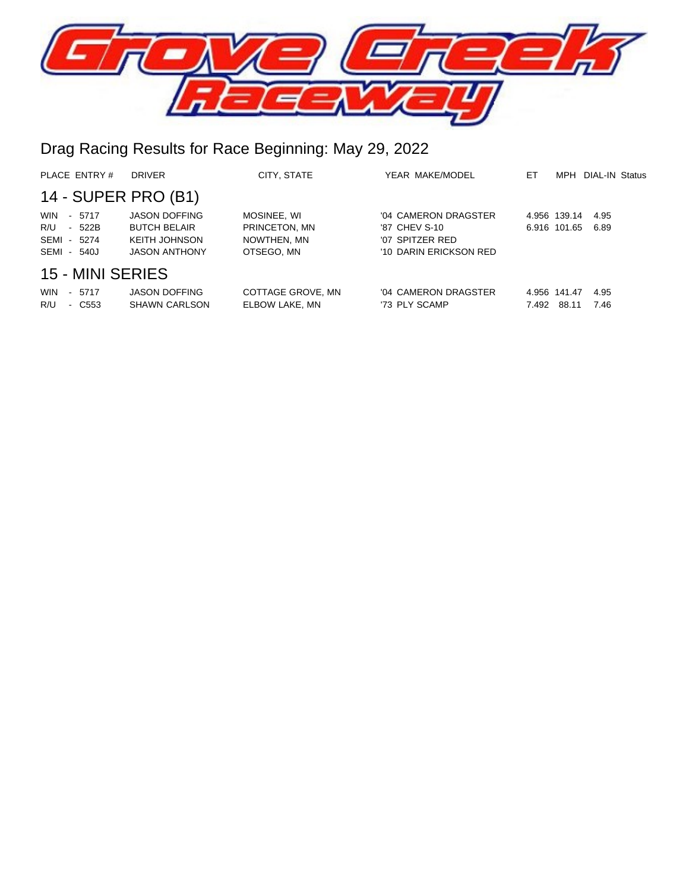# Grove Creek Raceway

## Drag Racing Results for Race Beginning: May 29, 2022

### 14 - SUPER PRO (B1)

| PLACE | ENTRY # | DRIVER | CITY, STATE | YEAR MAKE/MODEL | ET | MPH | DIAL-IN | Status |
|---|---|---|---|---|---|---|---|---|
| WIN | 5717 | JASON DOFFING | MOSINEE, WI | '04 CAMERON DRAGSTER | 4.956 | 139.14 | 4.95 | |
| R/U | 522B | BUTCH BELAIR | PRINCETON, MN | '87 CHEV S-10 | 6.916 | 101.65 | 6.89 | |
| SEMI | 5274 | KEITH JOHNSON | NOWTHEN, MN | '07 SPITZER RED | | | | |
| SEMI | 540J | JASON ANTHONY | OTSEGO, MN | '10 DARIN ERICKSON RED | | | | |

### 15 - MINI SERIES

| PLACE | ENTRY # | DRIVER | CITY, STATE | YEAR MAKE/MODEL | ET | MPH | DIAL-IN | Status |
|---|---|---|---|---|---|---|---|---|
| WIN | 5717 | JASON DOFFING | COTTAGE GROVE, MN | '04 CAMERON DRAGSTER | 4.956 | 141.47 | 4.95 | |
| R/U | C553 | SHAWN CARLSON | ELBOW LAKE, MN | '73 PLY SCAMP | 7.492 | 88.11 | 7.46 | |